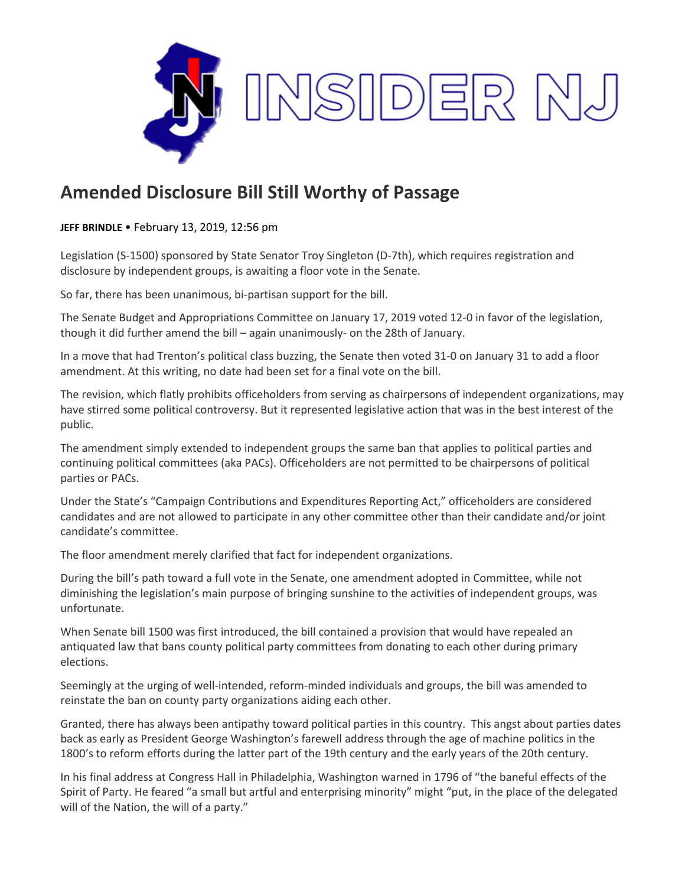# Amended Disclosure Bill Still Worthy of Passage

**JEFF BRINDLE** • February 13, 2019, 12:56 pm

Legislation (S-1500) sponsored by State Senator Troy Singleton (D-7th), which requires registration and disclosure by independent groups, is awaiting a floor vote in the Senate.

So far, there has been unanimous, bi-partisan support for the bill.

The Senate Budget and Appropriations Committee on January 17, 2019 voted 12-0 in favor of the legislation, though it did further amend the bill – again unanimously- on the 28th of January.

In a move that had Trenton's political class buzzing, the Senate then voted 31-0 on January 31 to add a floor amendment. At this writing, no date had been set for a final vote on the bill.

The revision, which flatly prohibits officeholders from serving as chairpersons of independent organizations, may have stirred some political controversy. But it represented legislative action that was in the best interest of the public.

The amendment simply extended to independent groups the same ban that applies to political parties and continuing political committees (aka PACs). Officeholders are not permitted to be chairpersons of political parties or PACs.

Under the State's "Campaign Contributions and Expenditures Reporting Act," officeholders are considered candidates and are not allowed to participate in any other committee other than their candidate and/or joint candidate's committee.

The floor amendment merely clarified that fact for independent organizations.

During the bill's path toward a full vote in the Senate, one amendment adopted in Committee, while not diminishing the legislation's main purpose of bringing sunshine to the activities of independent groups, was unfortunate.

When Senate bill 1500 was first introduced, the bill contained a provision that would have repealed an antiquated law that bans county political party committees from donating to each other during primary elections.

Seemingly at the urging of well-intended, reform-minded individuals and groups, the bill was amended to reinstate the ban on county party organizations aiding each other.

Granted, there has always been antipathy toward political parties in this country. This angst about parties dates back as early as President George Washington's farewell address through the age of machine politics in the 1800's to reform efforts during the latter part of the 19th century and the early years of the 20th century.

In his final address at Congress Hall in Philadelphia, Washington warned in 1796 of "the baneful effects of the Spirit of Party. He feared "a small but artful and enterprising minority" might "put, in the place of the delegated will of the Nation, the will of a party."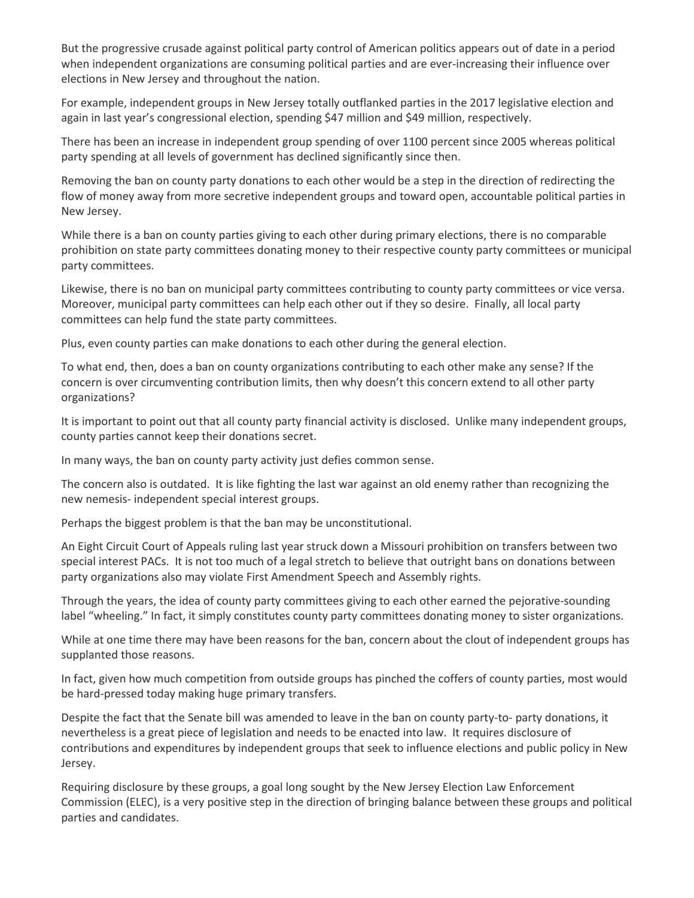But the progressive crusade against political party control of American politics appears out of date in a period when independent organizations are consuming political parties and are ever-increasing their influence over elections in New Jersey and throughout the nation.

For example, independent groups in New Jersey totally outflanked parties in the 2017 legislative election and again in last year's congressional election, spending $47 million and $49 million, respectively.

There has been an increase in independent group spending of over 1100 percent since 2005 whereas political party spending at all levels of government has declined significantly since then.

Removing the ban on county party donations to each other would be a step in the direction of redirecting the flow of money away from more secretive independent groups and toward open, accountable political parties in New Jersey.

While there is a ban on county parties giving to each other during primary elections, there is no comparable prohibition on state party committees donating money to their respective county party committees or municipal party committees.

Likewise, there is no ban on municipal party committees contributing to county party committees or vice versa. Moreover, municipal party committees can help each other out if they so desire. Finally, all local party committees can help fund the state party committees.

Plus, even county parties can make donations to each other during the general election.

To what end, then, does a ban on county organizations contributing to each other make any sense? If the concern is over circumventing contribution limits, then why doesn't this concern extend to all other party organizations?

It is important to point out that all county party financial activity is disclosed. Unlike many independent groups, county parties cannot keep their donations secret.

In many ways, the ban on county party activity just defies common sense.

The concern also is outdated. It is like fighting the last war against an old enemy rather than recognizing the new nemesis- independent special interest groups.

Perhaps the biggest problem is that the ban may be unconstitutional.

An Eight Circuit Court of Appeals ruling last year struck down a Missouri prohibition on transfers between two special interest PACs. It is not too much of a legal stretch to believe that outright bans on donations between party organizations also may violate First Amendment Speech and Assembly rights.

Through the years, the idea of county party committees giving to each other earned the pejorative-sounding label "wheeling." In fact, it simply constitutes county party committees donating money to sister organizations.

While at one time there may have been reasons for the ban, concern about the clout of independent groups has supplanted those reasons.

In fact, given how much competition from outside groups has pinched the coffers of county parties, most would be hard-pressed today making huge primary transfers.

Despite the fact that the Senate bill was amended to leave in the ban on county party-to- party donations, it nevertheless is a great piece of legislation and needs to be enacted into law. It requires disclosure of contributions and expenditures by independent groups that seek to influence elections and public policy in New Jersey.

Requiring disclosure by these groups, a goal long sought by the New Jersey Election Law Enforcement Commission (ELEC), is a very positive step in the direction of bringing balance between these groups and political parties and candidates.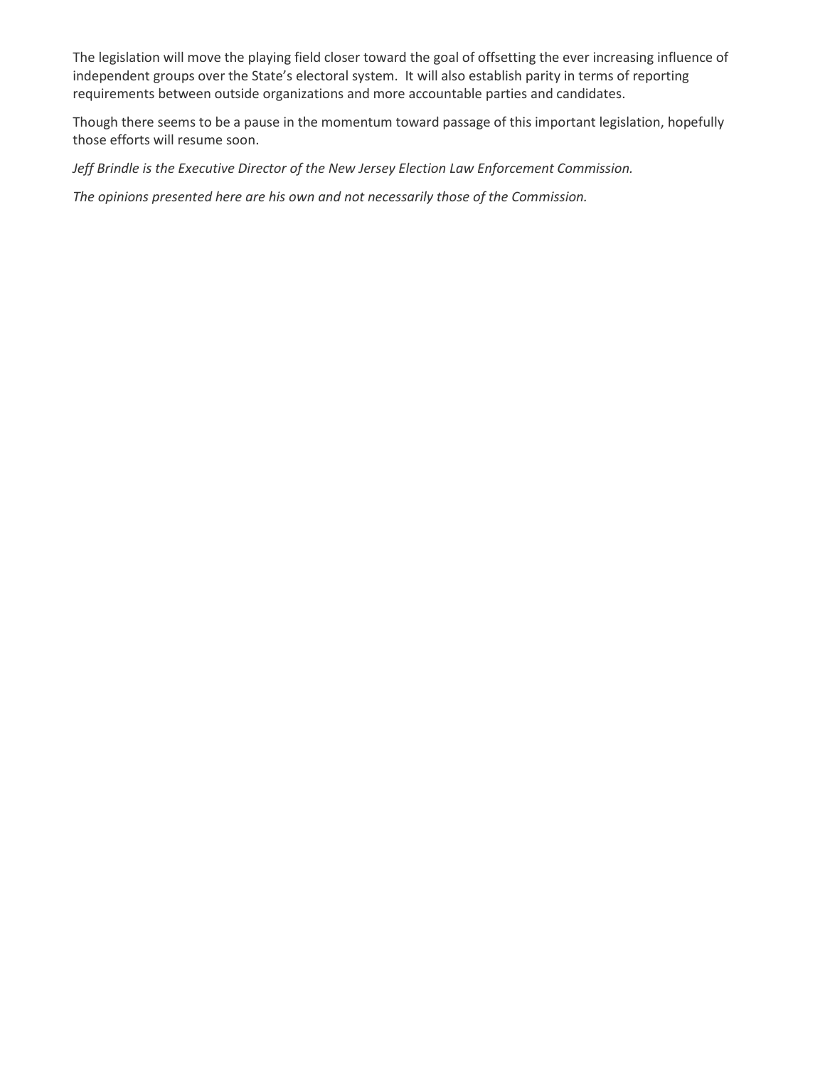The legislation will move the playing field closer toward the goal of offsetting the ever increasing influence of independent groups over the State's electoral system. It will also establish parity in terms of reporting requirements between outside organizations and more accountable parties and candidates.

Though there seems to be a pause in the momentum toward passage of this important legislation, hopefully those efforts will resume soon.

*Jeff Brindle is the Executive Director of the New Jersey Election Law Enforcement Commission.*

*The opinions presented here are his own and not necessarily those of the Commission.*